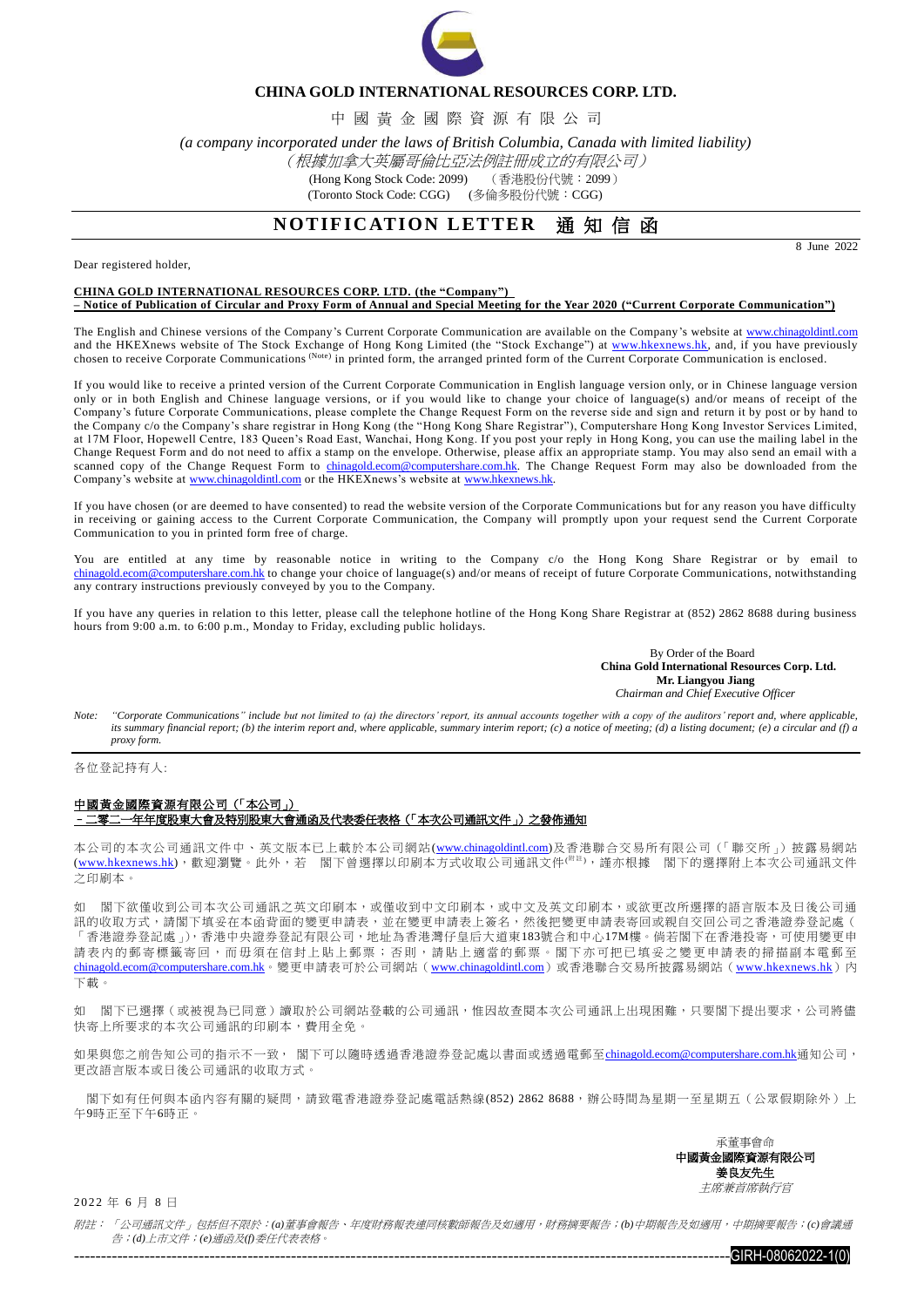# CHINA GOLD INTERNATIONAL RESOURCES CORP. LTD.

中 國 黃 金 國 際 資 源 有 限 公 司

*(a company incorporated under the laws of British Columbia, Canada with limited liability)*

*（根據加拿大英屬哥倫比亞法例註冊成立的有限公司）*

(Hong Kong Stock Code: 2099) （香港股份代號：2099）

(Toronto Stock Code: CGG) (多倫多股份代號：CGG)

## NOTIFICATION LETTER 通 知 信 函

8 June 2022

Dear registered holder,

**CHINA GOLD INTERNATIONAL RESOURCES CORP. LTD. (the "Company")**
**– Notice of Publication of Circular and Proxy Form of Annual and Special Meeting for the Year 2020 ("Current Corporate Communication")**

The English and Chinese versions of the Company's Current Corporate Communication are available on the Company's website at www.chinagoldintl.com and the HKEXnews website of The Stock Exchange of Hong Kong Limited (the "Stock Exchange") at www.hkexnews.hk, and, if you have previously chosen to receive Corporate Communications (Note) in printed form, the arranged printed form of the Current Corporate Communication is enclosed.

If you would like to receive a printed version of the Current Corporate Communication in English language version only, or in Chinese language version only or in both English and Chinese language versions, or if you would like to change your choice of language(s) and/or means of receipt of the Company's future Corporate Communications, please complete the Change Request Form on the reverse side and sign and return it by post or by hand to the Company c/o the Company's share registrar in Hong Kong (the "Hong Kong Share Registrar"), Computershare Hong Kong Investor Services Limited, at 17M Floor, Hopewell Centre, 183 Queen's Road East, Wanchai, Hong Kong. If you post your reply in Hong Kong, you can use the mailing label in the Change Request Form and do not need to affix a stamp on the envelope. Otherwise, please affix an appropriate stamp. You may also send an email with a scanned copy of the Change Request Form to chinagold.ecom@computershare.com.hk. The Change Request Form may also be downloaded from the Company's website at www.chinagoldintl.com or the HKEXnews's website at www.hkexnews.hk.

If you have chosen (or are deemed to have consented) to read the website version of the Corporate Communications but for any reason you have difficulty in receiving or gaining access to the Current Corporate Communication, the Company will promptly upon your request send the Current Corporate Communication to you in printed form free of charge.

You are entitled at any time by reasonable notice in writing to the Company c/o the Hong Kong Share Registrar or by email to chinagold.ecom@computershare.com.hk to change your choice of language(s) and/or means of receipt of future Corporate Communications, notwithstanding any contrary instructions previously conveyed by you to the Company.

If you have any queries in relation to this letter, please call the telephone hotline of the Hong Kong Share Registrar at (852) 2862 8688 during business hours from 9:00 a.m. to 6:00 p.m., Monday to Friday, excluding public holidays.

By Order of the Board
**China Gold International Resources Corp. Ltd.**
**Mr. Liangyou Jiang**
*Chairman and Chief Executive Officer*

*Note: "Corporate Communications" include but not limited to (a) the directors' report, its annual accounts together with a copy of the auditors' report and, where applicable, its summary financial report; (b) the interim report and, where applicable, summary interim report; (c) a notice of meeting; (d) a listing document; (e) a circular and (f) a proxy form.*

---

各位登記持有人:

**中國黃金國際資源有限公司（「本公司」）**
**–二零二一年年度股東大會及特別股東大會通函及代表委任表格（「本次公司通訊文件」）之發佈通知**

本公司的本次公司通訊文件中、英文版本已上載於本公司網站(www.chinagoldintl.com)及香港聯合交易所有限公司（「聯交所」）披露易網站(www.hkexnews.hk)，歡迎瀏覽。此外，若 閣下曾選擇以印刷本方式收取公司通訊文件(附註)，謹亦根據 閣下的選擇附上本次公司通訊文件之印刷本。

如 閣下欲僅收到公司本次公司通訊之英文印刷本，或僅收到中文印刷本，或中文及英文印刷本，或欲更改所選擇的語言版本及日後公司通訊的收取方式，請閣下填妥在本函背面的變更申請表，並在變更申請表上簽名，然後把變更申請表寄回或親自交回公司之香港證券登記處（「香港證券登記處」)，香港中央證券登記有限公司，地址為香港灣仔皇后大道東183號合和中心17M樓。倘若閣下在香港投寄，可使用變更申請表內的郵寄標籤寄回，而毋須在信封上貼上郵票；否則，請貼上適當的郵票。閣下亦可把已填妥之變更申請表的掃描副本電郵至chinagold.ecom@computershare.com.hk。變更申請表可於公司網站（www.chinagoldintl.com）或香港聯合交易所披露易網站（www.hkexnews.hk）內下載。

如 閣下已選擇（或被視為已同意）讀取於公司網站登載的公司通訊，惟因故查閱本次公司通訊上出現困難，只要閣下提出要求，公司將儘快寄上所要求的本次公司通訊的印刷本，費用全免。

如果與您之前告知公司的指示不一致， 閣下可以隨時透過香港證券登記處以書面或透過電郵至chinagold.ecom@computershare.com.hk通知公司，更改語言版本或日後公司通訊的收取方式。

閣下如有任何與本函內容有關的疑問，請致電香港證券登記處電話熱線(852) 2862 8688，辦公時間為星期一至星期五（公眾假期除外）上午9時正至下午6時正。

承董事會命
**中國黃金國際資源有限公司**
**姜良友先生**
*主席兼首席執行官*

2022 年 6 月 8 日

*附註：「公司通訊文件」包括但不限於：(a)董事會報告、年度財務報表連同核數師報告及如適用，財務摘要報告；(b)中期報告及如適用，中期摘要報告；(c)會議通告；(d)上市文件；(e)通函及(f)委任代表表格。*

GIRH-08062022-1(0)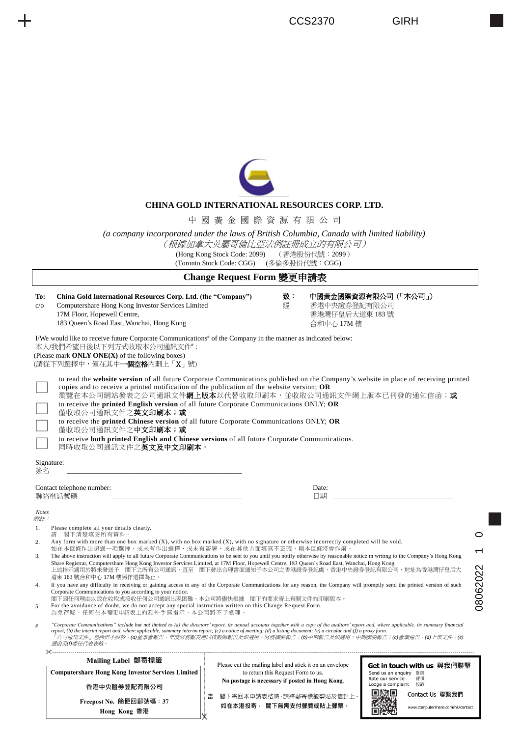CCS2370 GIRH

**CHINA GOLD INTERNATIONAL RESOURCES CORP. LTD.**

中 國 黃 金 國 際 資 源 有 限 公 司

*(a company incorporated under the laws of British Columbia, Canada with limited liability)*

*（根據加拿大英屬哥倫比亞法例註冊成立的有限公司）*

(Hong Kong Stock Code: 2099) （香港股份代號：2099）

(Toronto Stock Code: CGG) (多倫多股份代號：CGG)

# Change Request Form 變更申請表

**To:** **China Gold International Resources Corp. Ltd. (the "Company")**
c/o Computershare Hong Kong Investor Services Limited
17M Floor, Hopewell Centre,
183 Queen's Road East, Wanchai, Hong Kong

**致：** **中國黃金國際資源有限公司（「本公司」）**
經 香港中央證券登記有限公司
香港灣仔皇后大道東 183 號
合和中心 17M 樓

I/We would like to receive future Corporate Communications# of the Company in the manner as indicated below:
本人/我們希望日後以下列方式收取本公司通訊文件#：
(Please mark **ONLY ONE(X)** of the following boxes)
(請從下列選擇中，僅在其中**一個空格**內劃上「**X**」號)

☐ to read the **website version** of all future Corporate Communications published on the Company's website in place of receiving printed copies and to receive a printed notification of the publication of the website version; **OR**
瀏覽在本公司網站發表之公司通訊文件**網上版本**以代替收取印刷本，並收取公司通訊文件網上版本已刊發的通知信函；**或**

☐ to receive the **printed English version** of all future Corporate Communications ONLY; **OR**
僅收取公司通訊文件之**英文印刷本；或**

☐ to receive the **printed Chinese version** of all future Corporate Communications ONLY; **OR**
僅收取公司通訊文件之**中文印刷本；或**

☐ to receive **both printed English and Chinese versions** of all future Corporate Communications.
同時收取公司通訊文件之**英文及中文印刷本**。

Signature:
簽名 ______________________________

Contact telephone number:
聯絡電話號碼 ______________________________

Date:
日期 ______________________________

*Notes*
*附註：*

1. Please complete all your details clearly.
請 閣下清楚填妥所有資料。
2. Any form with more than one box marked (X), with no box marked (X), with no signature or otherwise incorrectly completed will be void.
如在本回條作出超過一項選擇、或未有作出選擇、或未有簽署、或在其他方面填寫不正確，則本回條將會作廢。
3. The above instruction will apply to all future Corporate Communications to be sent to you until you notify otherwise by reasonable notice in writing to the Company's Hong Kong Share Registrar, Computershare Hong Kong Investor Services Limited, at 17M Floor, Hopewell Centre, 183 Queen's Road East, Wanchai, Hong Kong.
上述指示適用於將來發送予 閣下之所有公司通訊，直至 閣下發出合理書面通知予本公司之香港證券登記處，香港中央證券登記有限公司，地址為香港灣仔皇后大道東 183 號合和中心 17M 樓另作選擇為止。
4. If you have any difficulty in receiving or gaining access to any of the Corporate Communications for any reason, the Company will promptly send the printed version of such Corporate Communications to you according to your notice.
閣下因任何理由以致在收取或接收任何公司通訊出現困難，本公司將盡快根據 閣下的要求寄上有關文件的印刷版本。
5. For the avoidance of doubt, we do not accept any special instruction written on this Change Request Form.
為免存疑，任何在本變更申請表上的額外手寫指示，本公司將不予處理。

\# *"Corporate Communications" include but not limited to (a) the directors' report, its annual accounts together with a copy of the auditors' report and, where applicable, its summary financial report, (b) the interim report and, where applicable, summary interim report; (c) a notice of meeting; (d) a listing document; (e) a circular and (f) a proxy form.*
*「公司通訊文件」包括但不限於：(a)董事會報告、年度財務報表連同核數師報告及如適用，財務摘要報告；(b)中期報告及如適用，中期摘要報告；(c)會議通告；(d)上市文件；(e)通函及(f)委任代表表格。*

**Mailing Label 郵寄標籤**

**Computershare Hong Kong Investor Services Limited**

**香港中央證券登記有限公司**

**Freepost No. 簡便回郵號碼：37**

**Hong Kong 香港**

Please cut the mailing label and stick it on an envelope to return this Request Form to us.
**No postage is necessary if posted in Hong Kong.**

當 閣下寄回本申請表格時，請將郵寄標籤剪貼於信封上。
**如在本港投寄， 閣下無需支付郵費或貼上郵票。**

**Get in touch with us 與我們聯繫**
Send us an enquiry 查詢
Rate our service 評價
Lodge a complaint 投訴
Contact Us 聯繫我們
www.computershare.com/hk/contact

08062022 1 0